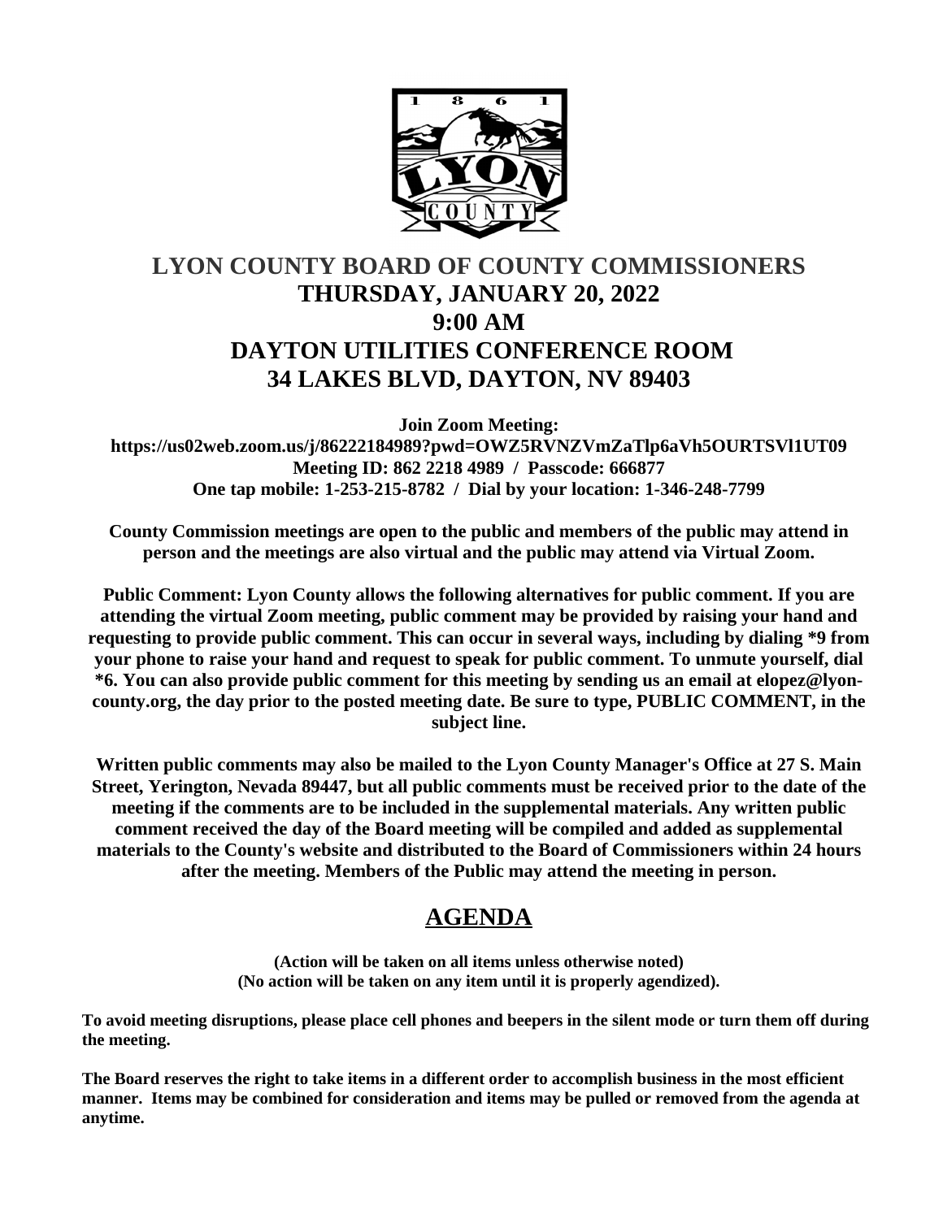# LYON COUNTY BOARD OF COUNTY COMMISSIONERS
## THURSDAY, JANUARY 20, 2022
## 9:00 AM
## DAYTON UTILITIES CONFERENCE ROOM
## 34 LAKES BLVD, DAYTON, NV 89403

**Join Zoom Meeting:**
**https://us02web.zoom.us/j/86222184989?pwd=OWZ5RVNZVmZaTlp6aVh5OURTSVl1UT09**
**Meeting ID: 862 2218 4989 / Passcode: 666877**
**One tap mobile: 1-253-215-8782 / Dial by your location: 1-346-248-7799**

**County Commission meetings are open to the public and members of the public may attend in person and the meetings are also virtual and the public may attend via Virtual Zoom.**

**Public Comment: Lyon County allows the following alternatives for public comment. If you are attending the virtual Zoom meeting, public comment may be provided by raising your hand and requesting to provide public comment. This can occur in several ways, including by dialing *9 from your phone to raise your hand and request to speak for public comment. To unmute yourself, dial *6. You can also provide public comment for this meeting by sending us an email at elopez@lyon-county.org, the day prior to the posted meeting date. Be sure to type, PUBLIC COMMENT, in the subject line.**

**Written public comments may also be mailed to the Lyon County Manager's Office at 27 S. Main Street, Yerington, Nevada 89447, but all public comments must be received prior to the date of the meeting if the comments are to be included in the supplemental materials. Any written public comment received the day of the Board meeting will be compiled and added as supplemental materials to the County's website and distributed to the Board of Commissioners within 24 hours after the meeting. Members of the Public may attend the meeting in person.**

## AGENDA

**(Action will be taken on all items unless otherwise noted)**
**(No action will be taken on any item until it is properly agendized).**

**To avoid meeting disruptions, please place cell phones and beepers in the silent mode or turn them off during the meeting.**

**The Board reserves the right to take items in a different order to accomplish business in the most efficient manner. Items may be combined for consideration and items may be pulled or removed from the agenda at anytime.**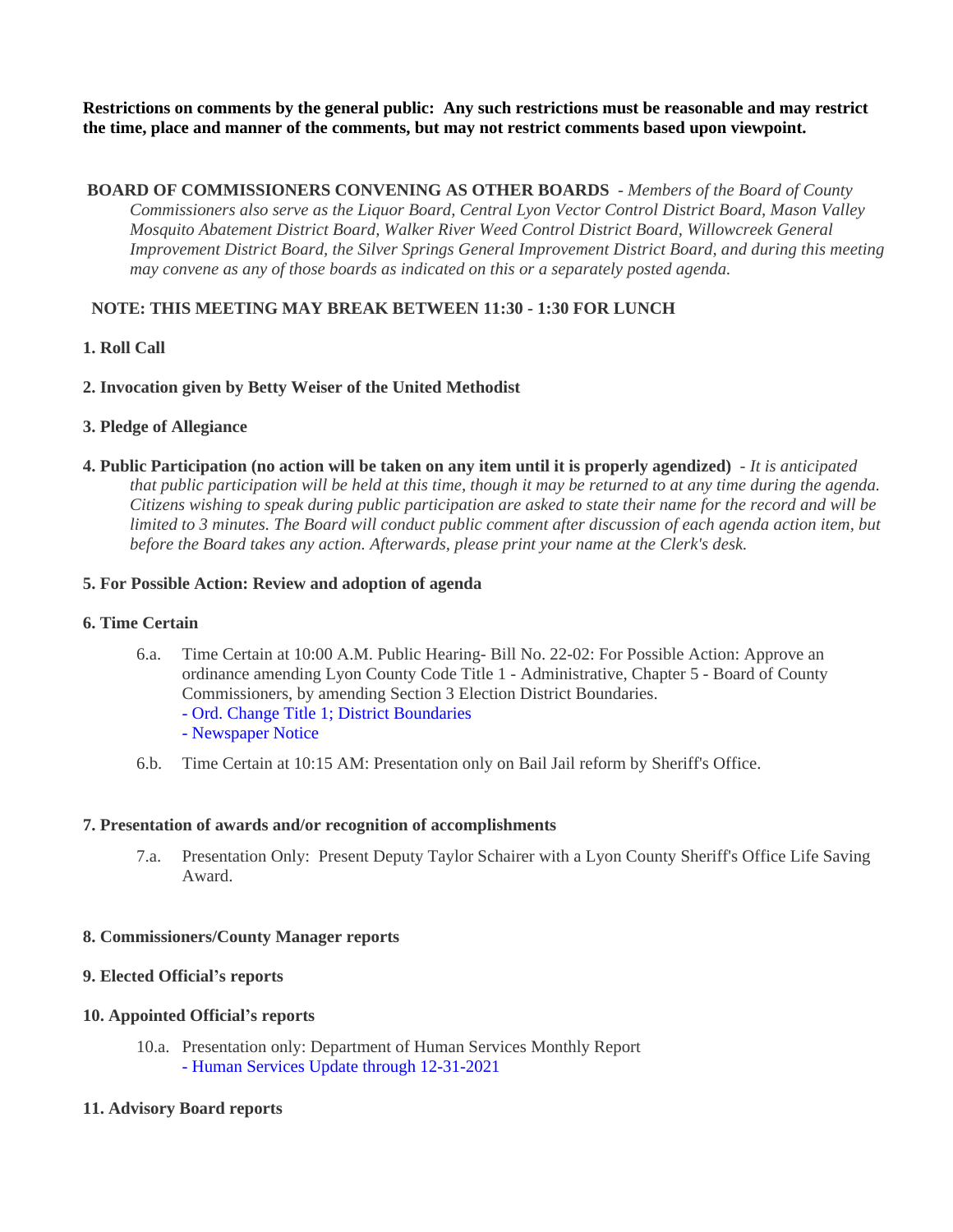**Restrictions on comments by the general public: Any such restrictions must be reasonable and may restrict the time, place and manner of the comments, but may not restrict comments based upon viewpoint.**

**BOARD OF COMMISSIONERS CONVENING AS OTHER BOARDS** - *Members of the Board of County Commissioners also serve as the Liquor Board, Central Lyon Vector Control District Board, Mason Valley Mosquito Abatement District Board, Walker River Weed Control District Board, Willowcreek General Improvement District Board, the Silver Springs General Improvement District Board, and during this meeting may convene as any of those boards as indicated on this or a separately posted agenda.*

**NOTE: THIS MEETING MAY BREAK BETWEEN 11:30 - 1:30 FOR LUNCH**

**1. Roll Call**

**2. Invocation given by Betty Weiser of the United Methodist**

**3. Pledge of Allegiance**

**4. Public Participation (no action will be taken on any item until it is properly agendized)** - *It is anticipated that public participation will be held at this time, though it may be returned to at any time during the agenda. Citizens wishing to speak during public participation are asked to state their name for the record and will be limited to 3 minutes. The Board will conduct public comment after discussion of each agenda action item, but before the Board takes any action. Afterwards, please print your name at the Clerk's desk.*

**5. For Possible Action: Review and adoption of agenda**

**6. Time Certain**

6.a. Time Certain at 10:00 A.M. Public Hearing- Bill No. 22-02: For Possible Action: Approve an ordinance amending Lyon County Code Title 1 - Administrative, Chapter 5 - Board of County Commissioners, by amending Section 3 Election District Boundaries.
- Ord. Change Title 1; District Boundaries
- Newspaper Notice

6.b. Time Certain at 10:15 AM: Presentation only on Bail Jail reform by Sheriff's Office.

**7. Presentation of awards and/or recognition of accomplishments**

7.a. Presentation Only: Present Deputy Taylor Schairer with a Lyon County Sheriff's Office Life Saving Award.

**8. Commissioners/County Manager reports**

**9. Elected Official's reports**

**10. Appointed Official's reports**

10.a. Presentation only: Department of Human Services Monthly Report
- Human Services Update through 12-31-2021

**11. Advisory Board reports**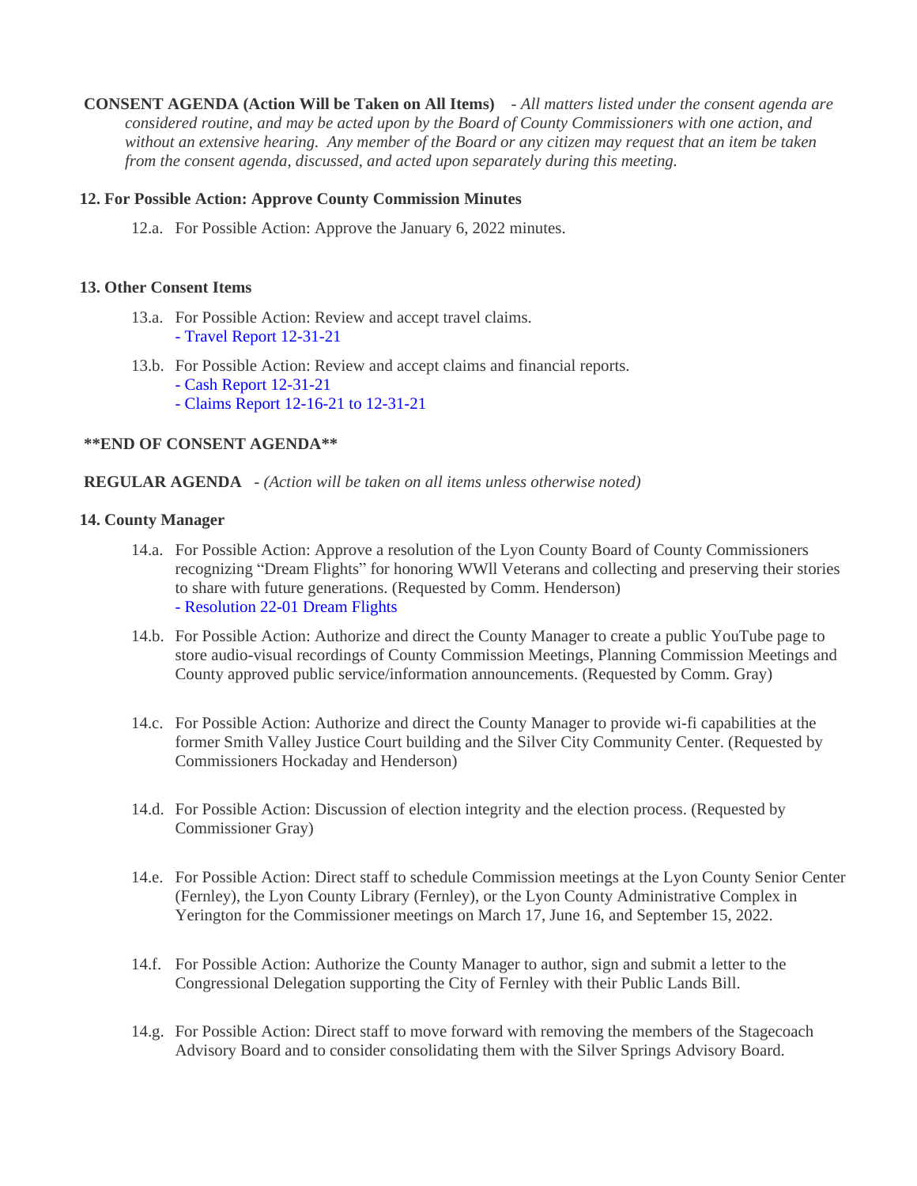**CONSENT AGENDA (Action Will be Taken on All Items)** - *All matters listed under the consent agenda are considered routine, and may be acted upon by the Board of County Commissioners with one action, and without an extensive hearing. Any member of the Board or any citizen may request that an item be taken from the consent agenda, discussed, and acted upon separately during this meeting.*

**12. For Possible Action: Approve County Commission Minutes**

12.a. For Possible Action: Approve the January 6, 2022 minutes.

**13. Other Consent Items**

13.a. For Possible Action: Review and accept travel claims.
- Travel Report 12-31-21

13.b. For Possible Action: Review and accept claims and financial reports.
- Cash Report 12-31-21
- Claims Report 12-16-21 to 12-31-21

**\*\*END OF CONSENT AGENDA\*\***

**REGULAR AGENDA** - *(Action will be taken on all items unless otherwise noted)*

**14. County Manager**

14.a. For Possible Action: Approve a resolution of the Lyon County Board of County Commissioners recognizing "Dream Flights" for honoring WWll Veterans and collecting and preserving their stories to share with future generations. (Requested by Comm. Henderson)
- Resolution 22-01 Dream Flights

14.b. For Possible Action: Authorize and direct the County Manager to create a public YouTube page to store audio-visual recordings of County Commission Meetings, Planning Commission Meetings and County approved public service/information announcements. (Requested by Comm. Gray)

14.c. For Possible Action: Authorize and direct the County Manager to provide wi-fi capabilities at the former Smith Valley Justice Court building and the Silver City Community Center. (Requested by Commissioners Hockaday and Henderson)

14.d. For Possible Action: Discussion of election integrity and the election process. (Requested by Commissioner Gray)

14.e. For Possible Action: Direct staff to schedule Commission meetings at the Lyon County Senior Center (Fernley), the Lyon County Library (Fernley), or the Lyon County Administrative Complex in Yerington for the Commissioner meetings on March 17, June 16, and September 15, 2022.

14.f. For Possible Action: Authorize the County Manager to author, sign and submit a letter to the Congressional Delegation supporting the City of Fernley with their Public Lands Bill.

14.g. For Possible Action: Direct staff to move forward with removing the members of the Stagecoach Advisory Board and to consider consolidating them with the Silver Springs Advisory Board.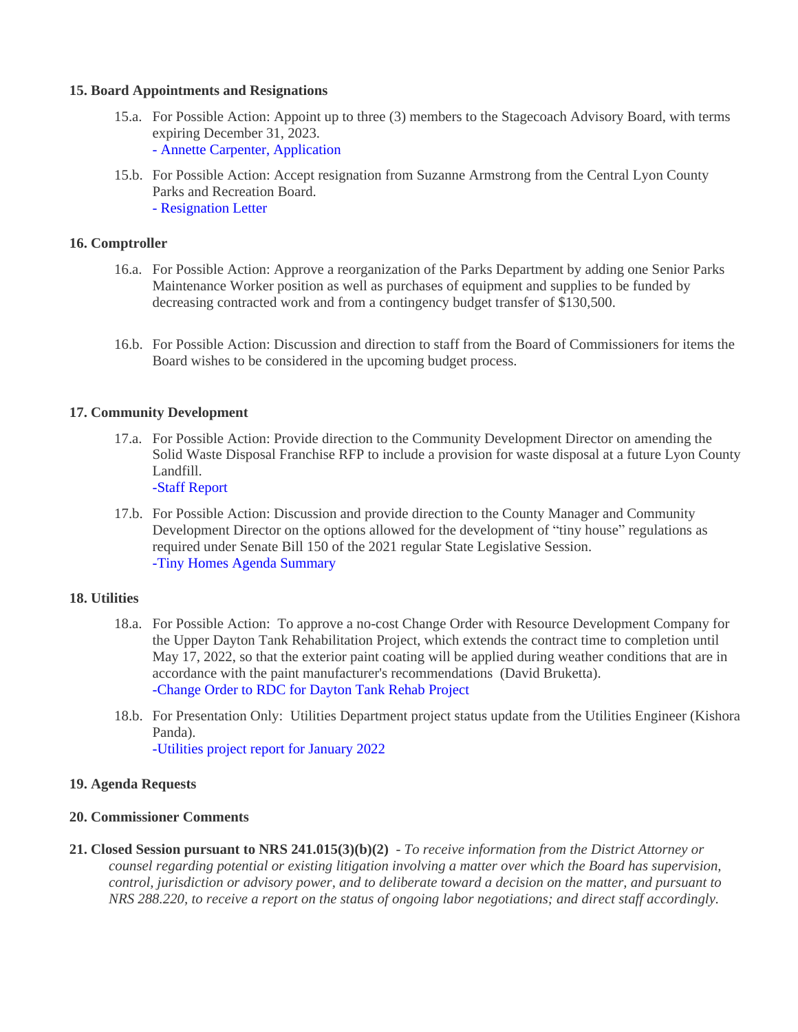**15. Board Appointments and Resignations**

15.a. For Possible Action: Appoint up to three (3) members to the Stagecoach Advisory Board, with terms expiring December 31, 2023.
- Annette Carpenter, Application

15.b. For Possible Action: Accept resignation from Suzanne Armstrong from the Central Lyon County Parks and Recreation Board.
- Resignation Letter

**16. Comptroller**

16.a. For Possible Action: Approve a reorganization of the Parks Department by adding one Senior Parks Maintenance Worker position as well as purchases of equipment and supplies to be funded by decreasing contracted work and from a contingency budget transfer of $130,500.

16.b. For Possible Action: Discussion and direction to staff from the Board of Commissioners for items the Board wishes to be considered in the upcoming budget process.

**17. Community Development**

17.a. For Possible Action: Provide direction to the Community Development Director on amending the Solid Waste Disposal Franchise RFP to include a provision for waste disposal at a future Lyon County Landfill.
-Staff Report

17.b. For Possible Action: Discussion and provide direction to the County Manager and Community Development Director on the options allowed for the development of "tiny house" regulations as required under Senate Bill 150 of the 2021 regular State Legislative Session.
-Tiny Homes Agenda Summary

**18. Utilities**

18.a. For Possible Action: To approve a no-cost Change Order with Resource Development Company for the Upper Dayton Tank Rehabilitation Project, which extends the contract time to completion until May 17, 2022, so that the exterior paint coating will be applied during weather conditions that are in accordance with the paint manufacturer's recommendations (David Bruketta).
-Change Order to RDC for Dayton Tank Rehab Project

18.b. For Presentation Only: Utilities Department project status update from the Utilities Engineer (Kishora Panda).
-Utilities project report for January 2022

**19. Agenda Requests**

**20. Commissioner Comments**

**21. Closed Session pursuant to NRS 241.015(3)(b)(2)** - *To receive information from the District Attorney or counsel regarding potential or existing litigation involving a matter over which the Board has supervision, control, jurisdiction or advisory power, and to deliberate toward a decision on the matter, and pursuant to NRS 288.220, to receive a report on the status of ongoing labor negotiations; and direct staff accordingly.*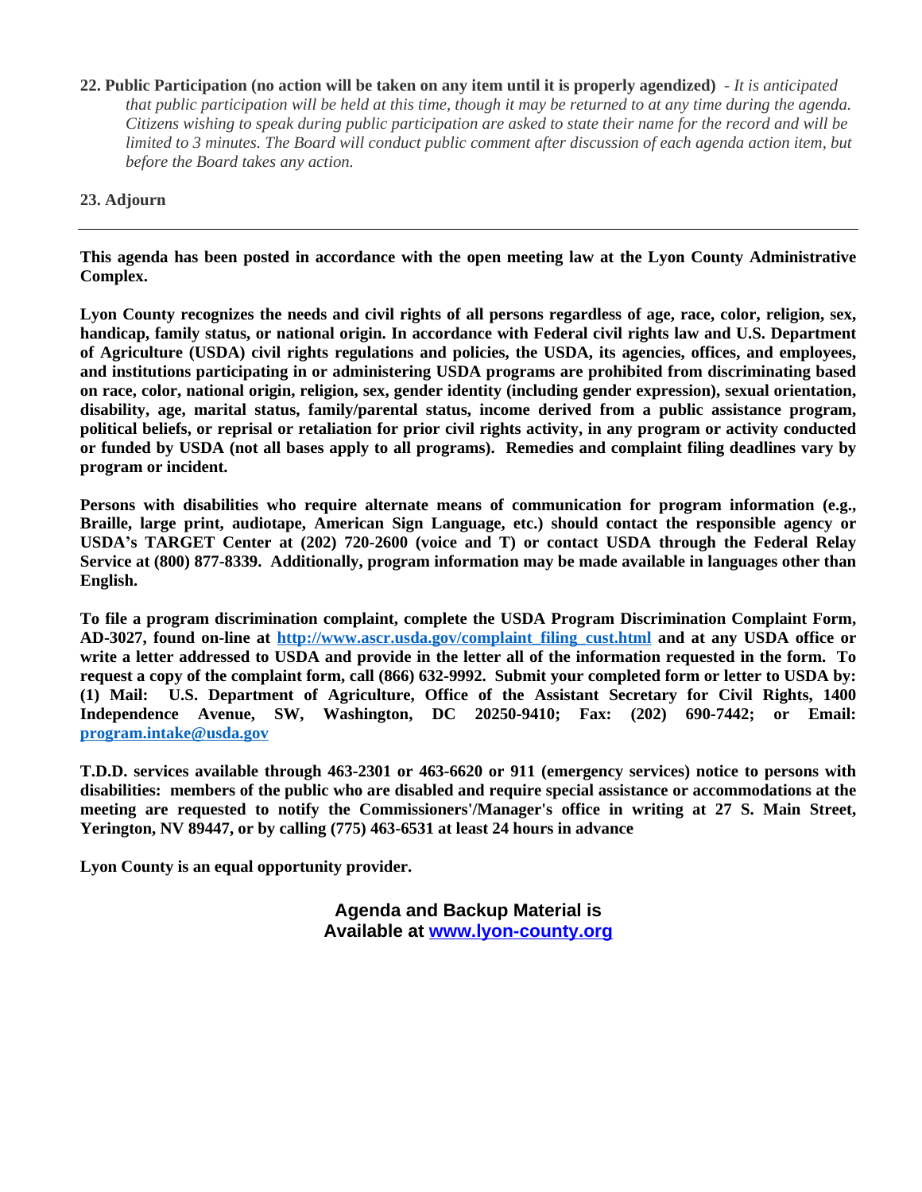**22. Public Participation (no action will be taken on any item until it is properly agendized)** - *It is anticipated that public participation will be held at this time, though it may be returned to at any time during the agenda. Citizens wishing to speak during public participation are asked to state their name for the record and will be limited to 3 minutes. The Board will conduct public comment after discussion of each agenda action item, but before the Board takes any action.*

**23. Adjourn**

---

**This agenda has been posted in accordance with the open meeting law at the Lyon County Administrative Complex.**

**Lyon County recognizes the needs and civil rights of all persons regardless of age, race, color, religion, sex, handicap, family status, or national origin. In accordance with Federal civil rights law and U.S. Department of Agriculture (USDA) civil rights regulations and policies, the USDA, its agencies, offices, and employees, and institutions participating in or administering USDA programs are prohibited from discriminating based on race, color, national origin, religion, sex, gender identity (including gender expression), sexual orientation, disability, age, marital status, family/parental status, income derived from a public assistance program, political beliefs, or reprisal or retaliation for prior civil rights activity, in any program or activity conducted or funded by USDA (not all bases apply to all programs). Remedies and complaint filing deadlines vary by program or incident.**

**Persons with disabilities who require alternate means of communication for program information (e.g., Braille, large print, audiotape, American Sign Language, etc.) should contact the responsible agency or USDA's TARGET Center at (202) 720-2600 (voice and T) or contact USDA through the Federal Relay Service at (800) 877-8339. Additionally, program information may be made available in languages other than English.**

**To file a program discrimination complaint, complete the USDA Program Discrimination Complaint Form, AD-3027, found on-line at [http://www.ascr.usda.gov/complaint_filing_cust.html](http://www.ascr.usda.gov/complaint_filing_cust.html) and at any USDA office or write a letter addressed to USDA and provide in the letter all of the information requested in the form. To request a copy of the complaint form, call (866) 632-9992. Submit your completed form or letter to USDA by: (1) Mail: U.S. Department of Agriculture, Office of the Assistant Secretary for Civil Rights, 1400 Independence Avenue, SW, Washington, DC 20250-9410; Fax: (202) 690-7442; or Email: [program.intake@usda.gov](mailto:program.intake@usda.gov)**

**T.D.D. services available through 463-2301 or 463-6620 or 911 (emergency services) notice to persons with disabilities: members of the public who are disabled and require special assistance or accommodations at the meeting are requested to notify the Commissioners'/Manager's office in writing at 27 S. Main Street, Yerington, NV 89447, or by calling (775) 463-6531 at least 24 hours in advance**

**Lyon County is an equal opportunity provider.**

**Agenda and Backup Material is Available at [www.lyon-county.org](http://www.lyon-county.org)**